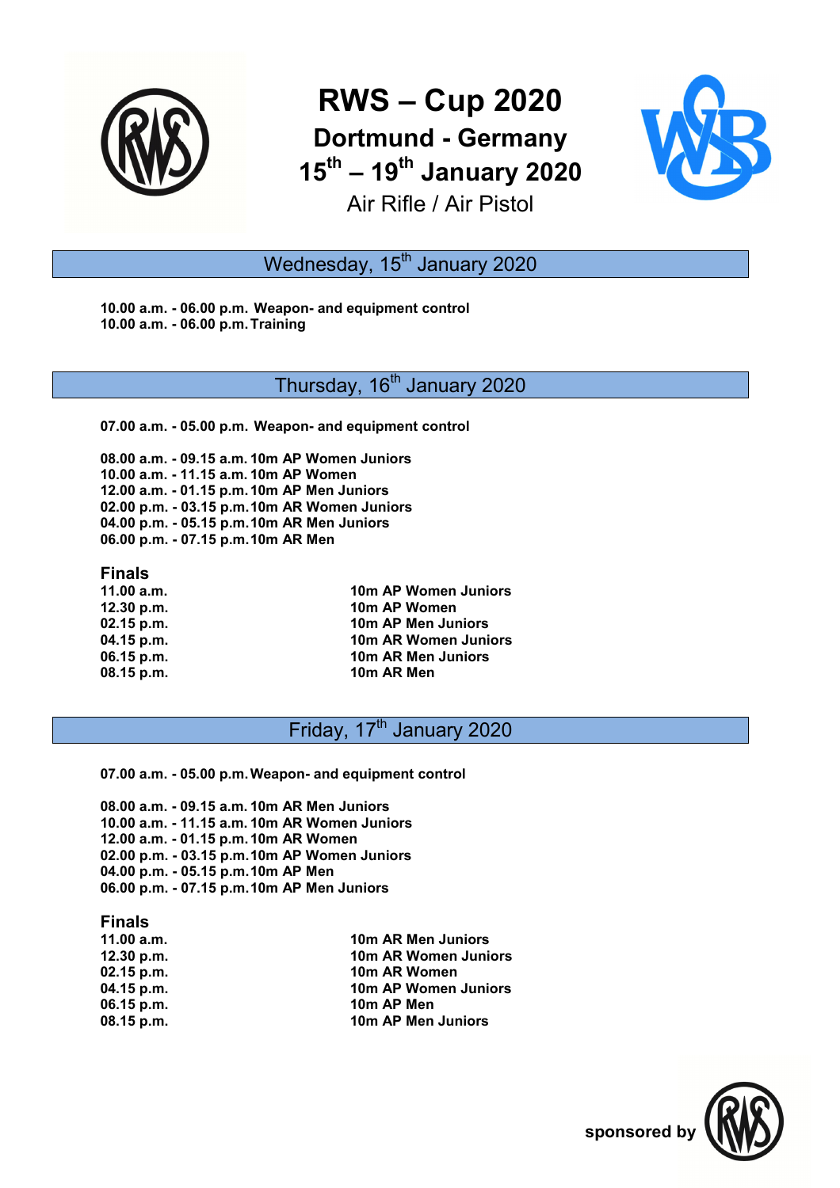# RWS – Cup 2020

## Dortmund - Germany

## 15th – 19th January 2020

Air Rifle / Air Pistol

## Wednesday, 15th January 2020

**10.00 a.m. - 06.00 p.m. Weapon- and equipment control**
**10.00 a.m. - 06.00 p.m. Training**

## Thursday, 16th January 2020

**07.00 a.m. - 05.00 p.m. Weapon- and equipment control**

**08.00 a.m. - 09.15 a.m. 10m AP Women Juniors**
**10.00 a.m. - 11.15 a.m. 10m AP Women**
**12.00 a.m. - 01.15 p.m. 10m AP Men Juniors**
**02.00 p.m. - 03.15 p.m. 10m AR Women Juniors**
**04.00 p.m. - 05.15 p.m. 10m AR Men Juniors**
**06.00 p.m. - 07.15 p.m. 10m AR Men**

### Finals

| | |
|---|---|
| **11.00 a.m.** | **10m AP Women Juniors** |
| **12.30 p.m.** | **10m AP Women** |
| **02.15 p.m.** | **10m AP Men Juniors** |
| **04.15 p.m.** | **10m AR Women Juniors** |
| **06.15 p.m.** | **10m AR Men Juniors** |
| **08.15 p.m.** | **10m AR Men** |

## Friday, 17th January 2020

**07.00 a.m. - 05.00 p.m. Weapon- and equipment control**

**08.00 a.m. - 09.15 a.m. 10m AR Men Juniors**
**10.00 a.m. - 11.15 a.m. 10m AR Women Juniors**
**12.00 a.m. - 01.15 p.m. 10m AR Women**
**02.00 p.m. - 03.15 p.m. 10m AP Women Juniors**
**04.00 p.m. - 05.15 p.m. 10m AP Men**
**06.00 p.m. - 07.15 p.m. 10m AP Men Juniors**

### Finals

| | |
|---|---|
| **11.00 a.m.** | **10m AR Men Juniors** |
| **12.30 p.m.** | **10m AR Women Juniors** |
| **02.15 p.m.** | **10m AR Women** |
| **04.15 p.m.** | **10m AP Women Juniors** |
| **06.15 p.m.** | **10m AP Men** |
| **08.15 p.m.** | **10m AP Men Juniors** |

**sponsored by**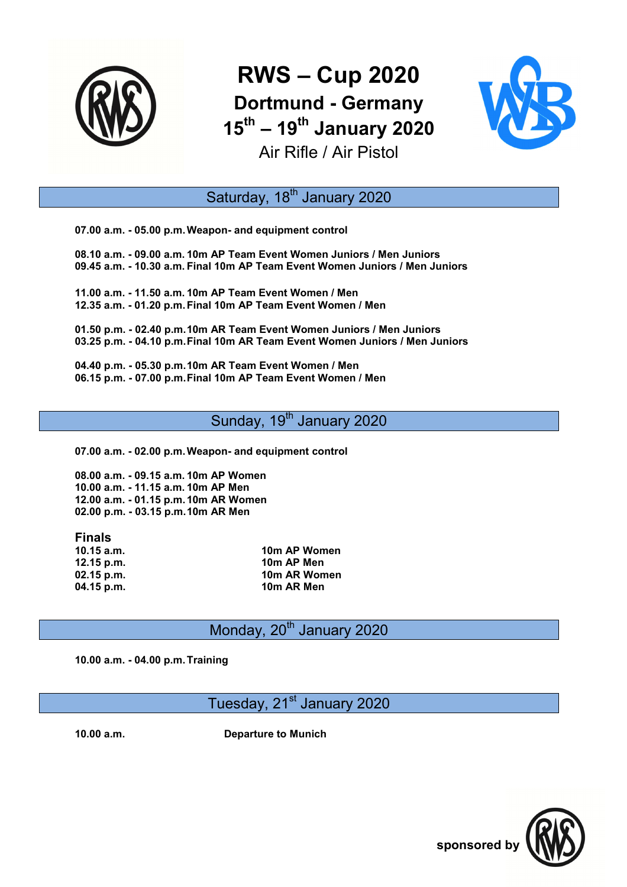# RWS – Cup 2020

## Dortmund - Germany

## 15th – 19th January 2020

Air Rifle / Air Pistol

## Saturday, 18th January 2020

**07.00 a.m. - 05.00 p.m. Weapon- and equipment control**

**08.10 a.m. - 09.00 a.m. 10m AP Team Event Women Juniors / Men Juniors**
**09.45 a.m. - 10.30 a.m. Final 10m AP Team Event Women Juniors / Men Juniors**

**11.00 a.m. - 11.50 a.m. 10m AP Team Event Women / Men**
**12.35 a.m. - 01.20 p.m. Final 10m AP Team Event Women / Men**

**01.50 p.m. - 02.40 p.m. 10m AR Team Event Women Juniors / Men Juniors**
**03.25 p.m. - 04.10 p.m. Final 10m AR Team Event Women Juniors / Men Juniors**

**04.40 p.m. - 05.30 p.m. 10m AR Team Event Women / Men**
**06.15 p.m. - 07.00 p.m. Final 10m AP Team Event Women / Men**

## Sunday, 19th January 2020

**07.00 a.m. - 02.00 p.m. Weapon- and equipment control**

**08.00 a.m. - 09.15 a.m. 10m AP Women**
**10.00 a.m. - 11.15 a.m. 10m AP Men**
**12.00 a.m. - 01.15 p.m. 10m AR Women**
**02.00 p.m. - 03.15 p.m. 10m AR Men**

**Finals**

| | |
|---|---|
| **10.15 a.m.** | **10m AP Women** |
| **12.15 p.m.** | **10m AP Men** |
| **02.15 p.m.** | **10m AR Women** |
| **04.15 p.m.** | **10m AR Men** |

## Monday, 20th January 2020

**10.00 a.m. - 04.00 p.m. Training**

## Tuesday, 21st January 2020

**10.00 a.m.** **Departure to Munich**

**sponsored by**